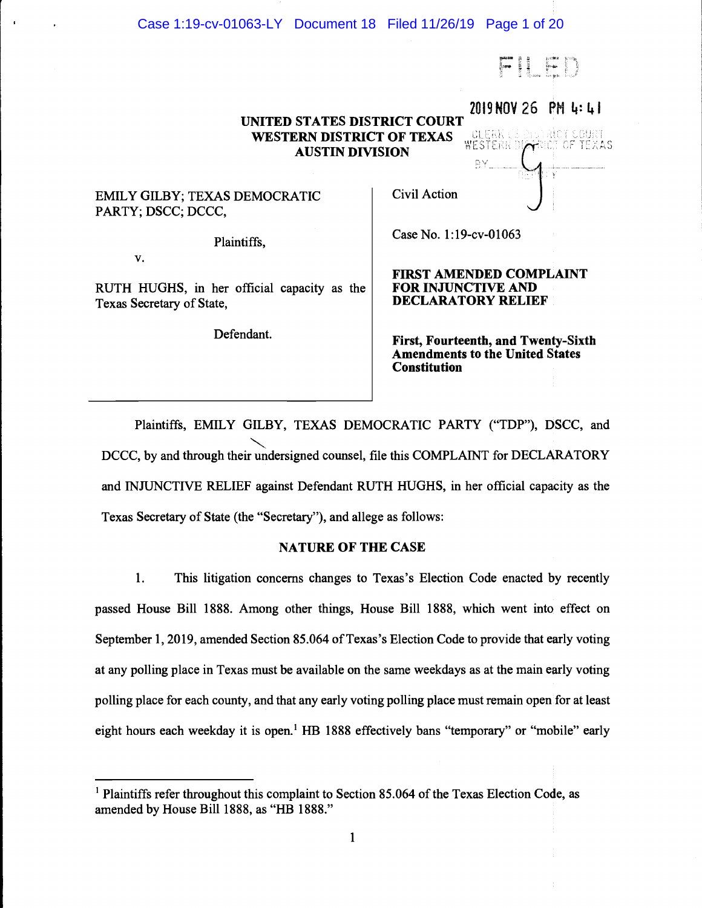# UNITED STATES DISTRICT COURT
# WESTERN DISTRICT OF TEXAS
# AUSTIN DIVISION

FILED

2019 NOV 26 PM 4:41

CLERK U.S. DISTRICT COURT WESTERN DISTRICT OF TEXAS BY ___ DEPUTY

| | |
|---|---|
| EMILY GILBY; TEXAS DEMOCRATIC PARTY; DSCC; DCCC,<br><br>Plaintiffs,<br><br>v.<br><br>RUTH HUGHS, in her official capacity as the Texas Secretary of State,<br><br>Defendant. | Civil Action<br><br>Case No. 1:19-cv-01063<br><br>**FIRST AMENDED COMPLAINT FOR INJUNCTIVE AND DECLARATORY RELIEF**<br><br>**First, Fourteenth, and Twenty-Sixth Amendments to the United States Constitution** |

Plaintiffs, EMILY GILBY, TEXAS DEMOCRATIC PARTY ("TDP"), DSCC, and DCCC, by and through their undersigned counsel, file this COMPLAINT for DECLARATORY and INJUNCTIVE RELIEF against Defendant RUTH HUGHS, in her official capacity as the Texas Secretary of State (the "Secretary"), and allege as follows:

## NATURE OF THE CASE

1. This litigation concerns changes to Texas's Election Code enacted by recently passed House Bill 1888. Among other things, House Bill 1888, which went into effect on September 1, 2019, amended Section 85.064 of Texas's Election Code to provide that early voting at any polling place in Texas must be available on the same weekdays as at the main early voting polling place for each county, and that any early voting polling place must remain open for at least eight hours each weekday it is open.[1] HB 1888 effectively bans "temporary" or "mobile" early

[1] Plaintiffs refer throughout this complaint to Section 85.064 of the Texas Election Code, as amended by House Bill 1888, as "HB 1888."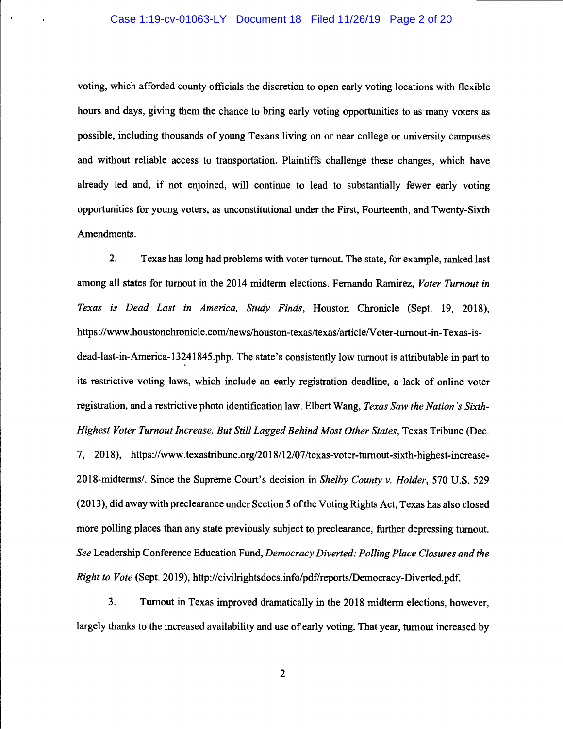voting, which afforded county officials the discretion to open early voting locations with flexible hours and days, giving them the chance to bring early voting opportunities to as many voters as possible, including thousands of young Texans living on or near college or university campuses and without reliable access to transportation. Plaintiffs challenge these changes, which have already led and, if not enjoined, will continue to lead to substantially fewer early voting opportunities for young voters, as unconstitutional under the First, Fourteenth, and Twenty-Sixth Amendments.

2. Texas has long had problems with voter turnout. The state, for example, ranked last among all states for turnout in the 2014 midterm elections. Fernando Ramirez, *Voter Turnout in Texas is Dead Last in America, Study Finds*, Houston Chronicle (Sept. 19, 2018), https://www.houstonchronicle.com/news/houston-texas/texas/article/Voter-turnout-in-Texas-is-dead-last-in-America-13241845.php. The state's consistently low turnout is attributable in part to its restrictive voting laws, which include an early registration deadline, a lack of online voter registration, and a restrictive photo identification law. Elbert Wang, *Texas Saw the Nation's Sixth-Highest Voter Turnout Increase, But Still Lagged Behind Most Other States*, Texas Tribune (Dec. 7, 2018), https://www.texastribune.org/2018/12/07/texas-voter-turnout-sixth-highest-increase-2018-midterms/. Since the Supreme Court's decision in *Shelby County v. Holder*, 570 U.S. 529 (2013), did away with preclearance under Section 5 of the Voting Rights Act, Texas has also closed more polling places than any state previously subject to preclearance, further depressing turnout. *See* Leadership Conference Education Fund, *Democracy Diverted: Polling Place Closures and the Right to Vote* (Sept. 2019), http://civilrightsdocs.info/pdf/reports/Democracy-Diverted.pdf.

3. Turnout in Texas improved dramatically in the 2018 midterm elections, however, largely thanks to the increased availability and use of early voting. That year, turnout increased by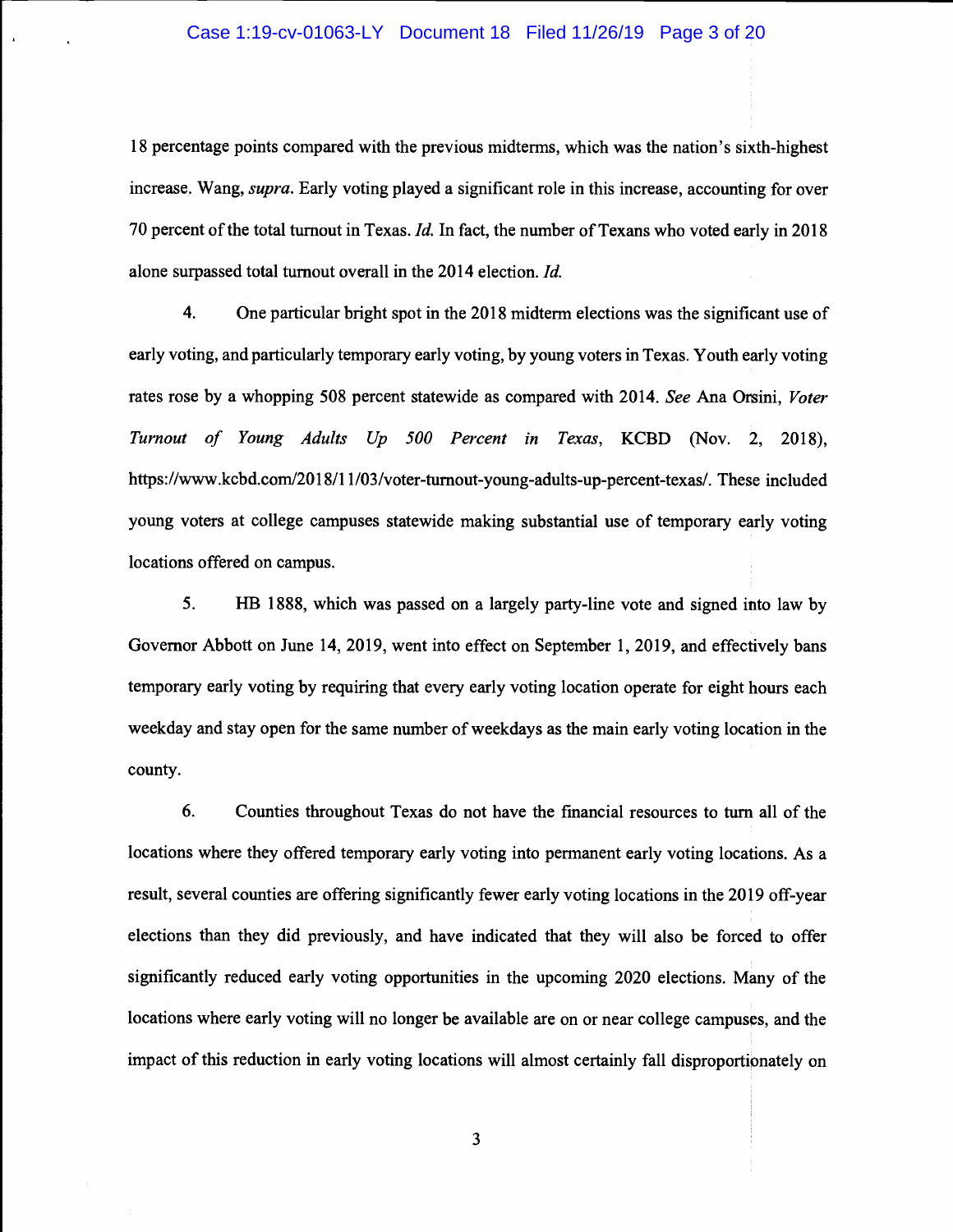18 percentage points compared with the previous midterms, which was the nation's sixth-highest increase. Wang, *supra*. Early voting played a significant role in this increase, accounting for over 70 percent of the total turnout in Texas. *Id.* In fact, the number of Texans who voted early in 2018 alone surpassed total turnout overall in the 2014 election. *Id.*

4. One particular bright spot in the 2018 midterm elections was the significant use of early voting, and particularly temporary early voting, by young voters in Texas. Youth early voting rates rose by a whopping 508 percent statewide as compared with 2014. *See* Ana Orsini, *Voter Turnout of Young Adults Up 500 Percent in Texas*, KCBD (Nov. 2, 2018), https://www.kcbd.com/2018/11/03/voter-turnout-young-adults-up-percent-texas/. These included young voters at college campuses statewide making substantial use of temporary early voting locations offered on campus.

5. HB 1888, which was passed on a largely party-line vote and signed into law by Governor Abbott on June 14, 2019, went into effect on September 1, 2019, and effectively bans temporary early voting by requiring that every early voting location operate for eight hours each weekday and stay open for the same number of weekdays as the main early voting location in the county.

6. Counties throughout Texas do not have the financial resources to turn all of the locations where they offered temporary early voting into permanent early voting locations. As a result, several counties are offering significantly fewer early voting locations in the 2019 off-year elections than they did previously, and have indicated that they will also be forced to offer significantly reduced early voting opportunities in the upcoming 2020 elections. Many of the locations where early voting will no longer be available are on or near college campuses, and the impact of this reduction in early voting locations will almost certainly fall disproportionately on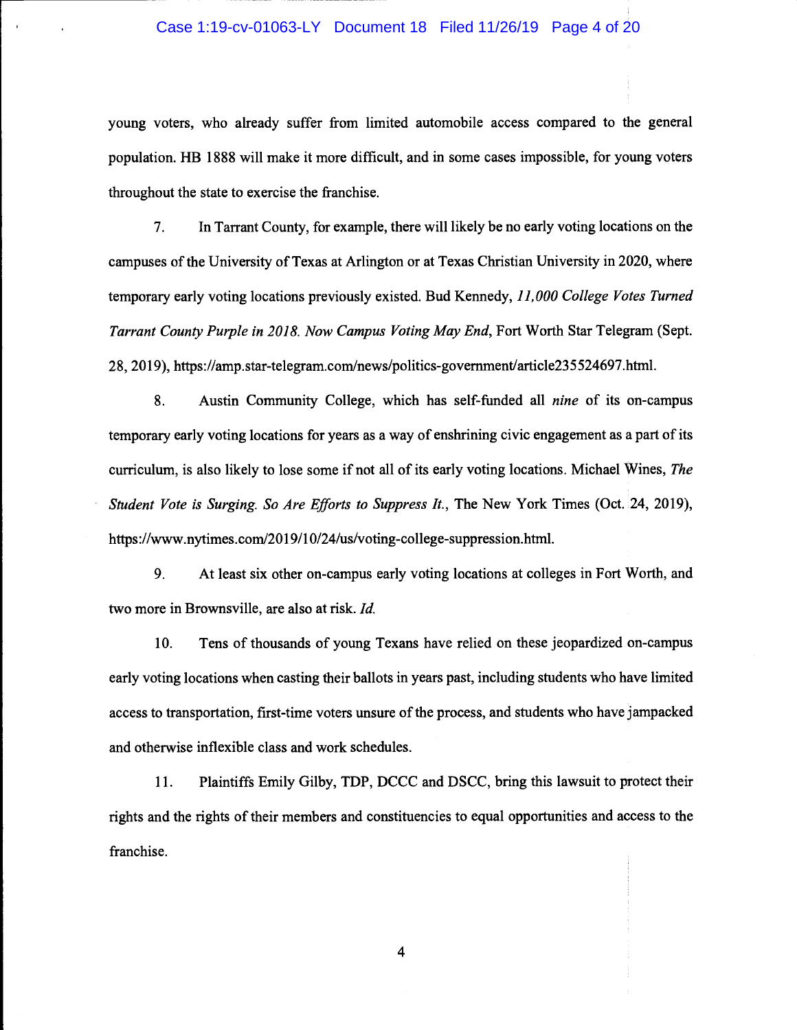young voters, who already suffer from limited automobile access compared to the general population. HB 1888 will make it more difficult, and in some cases impossible, for young voters throughout the state to exercise the franchise.

7. In Tarrant County, for example, there will likely be no early voting locations on the campuses of the University of Texas at Arlington or at Texas Christian University in 2020, where temporary early voting locations previously existed. Bud Kennedy, *11,000 College Votes Turned Tarrant County Purple in 2018. Now Campus Voting May End*, Fort Worth Star Telegram (Sept. 28, 2019), https://amp.star-telegram.com/news/politics-government/article235524697.html.

8. Austin Community College, which has self-funded all *nine* of its on-campus temporary early voting locations for years as a way of enshrining civic engagement as a part of its curriculum, is also likely to lose some if not all of its early voting locations. Michael Wines, *The Student Vote is Surging. So Are Efforts to Suppress It.*, The New York Times (Oct. 24, 2019), https://www.nytimes.com/2019/10/24/us/voting-college-suppression.html.

9. At least six other on-campus early voting locations at colleges in Fort Worth, and two more in Brownsville, are also at risk. *Id.*

10. Tens of thousands of young Texans have relied on these jeopardized on-campus early voting locations when casting their ballots in years past, including students who have limited access to transportation, first-time voters unsure of the process, and students who have jampacked and otherwise inflexible class and work schedules.

11. Plaintiffs Emily Gilby, TDP, DCCC and DSCC, bring this lawsuit to protect their rights and the rights of their members and constituencies to equal opportunities and access to the franchise.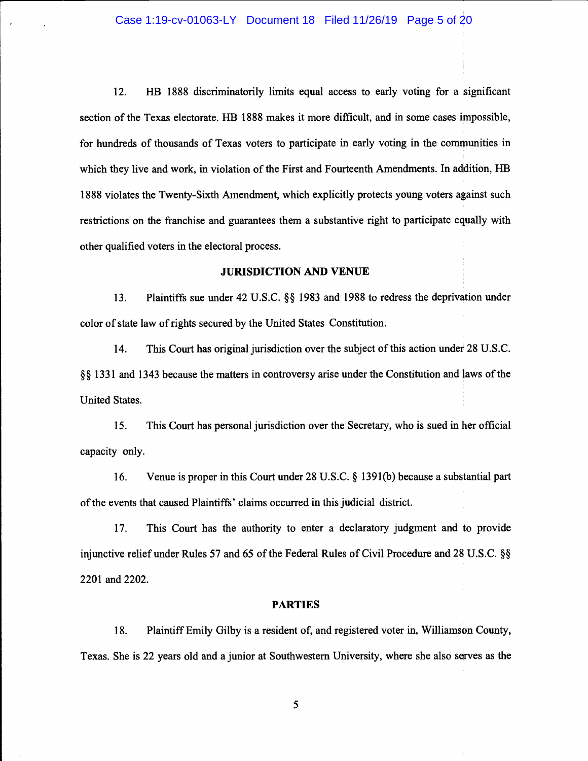12. HB 1888 discriminatorily limits equal access to early voting for a significant section of the Texas electorate. HB 1888 makes it more difficult, and in some cases impossible, for hundreds of thousands of Texas voters to participate in early voting in the communities in which they live and work, in violation of the First and Fourteenth Amendments. In addition, HB 1888 violates the Twenty-Sixth Amendment, which explicitly protects young voters against such restrictions on the franchise and guarantees them a substantive right to participate equally with other qualified voters in the electoral process.

## JURISDICTION AND VENUE

13. Plaintiffs sue under 42 U.S.C. §§ 1983 and 1988 to redress the deprivation under color of state law of rights secured by the United States Constitution.

14. This Court has original jurisdiction over the subject of this action under 28 U.S.C. §§ 1331 and 1343 because the matters in controversy arise under the Constitution and laws of the United States.

15. This Court has personal jurisdiction over the Secretary, who is sued in her official capacity only.

16. Venue is proper in this Court under 28 U.S.C. § 1391(b) because a substantial part of the events that caused Plaintiffs' claims occurred in this judicial district.

17. This Court has the authority to enter a declaratory judgment and to provide injunctive relief under Rules 57 and 65 of the Federal Rules of Civil Procedure and 28 U.S.C. §§ 2201 and 2202.

## PARTIES

18. Plaintiff Emily Gilby is a resident of, and registered voter in, Williamson County, Texas. She is 22 years old and a junior at Southwestern University, where she also serves as the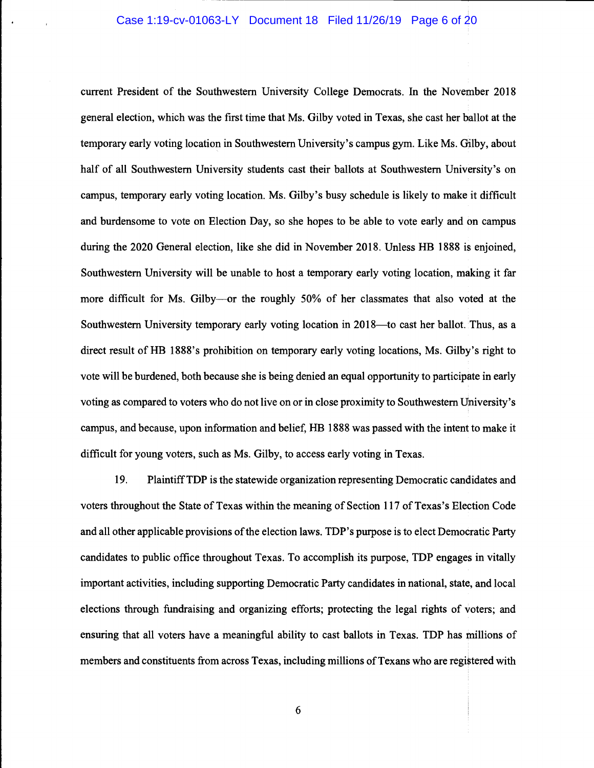current President of the Southwestern University College Democrats. In the November 2018 general election, which was the first time that Ms. Gilby voted in Texas, she cast her ballot at the temporary early voting location in Southwestern University's campus gym. Like Ms. Gilby, about half of all Southwestern University students cast their ballots at Southwestern University's on campus, temporary early voting location. Ms. Gilby's busy schedule is likely to make it difficult and burdensome to vote on Election Day, so she hopes to be able to vote early and on campus during the 2020 General election, like she did in November 2018. Unless HB 1888 is enjoined, Southwestern University will be unable to host a temporary early voting location, making it far more difficult for Ms. Gilby—or the roughly 50% of her classmates that also voted at the Southwestern University temporary early voting location in 2018—to cast her ballot. Thus, as a direct result of HB 1888's prohibition on temporary early voting locations, Ms. Gilby's right to vote will be burdened, both because she is being denied an equal opportunity to participate in early voting as compared to voters who do not live on or in close proximity to Southwestern University's campus, and because, upon information and belief, HB 1888 was passed with the intent to make it difficult for young voters, such as Ms. Gilby, to access early voting in Texas.

19. Plaintiff TDP is the statewide organization representing Democratic candidates and voters throughout the State of Texas within the meaning of Section 117 of Texas's Election Code and all other applicable provisions of the election laws. TDP's purpose is to elect Democratic Party candidates to public office throughout Texas. To accomplish its purpose, TDP engages in vitally important activities, including supporting Democratic Party candidates in national, state, and local elections through fundraising and organizing efforts; protecting the legal rights of voters; and ensuring that all voters have a meaningful ability to cast ballots in Texas. TDP has millions of members and constituents from across Texas, including millions of Texans who are registered with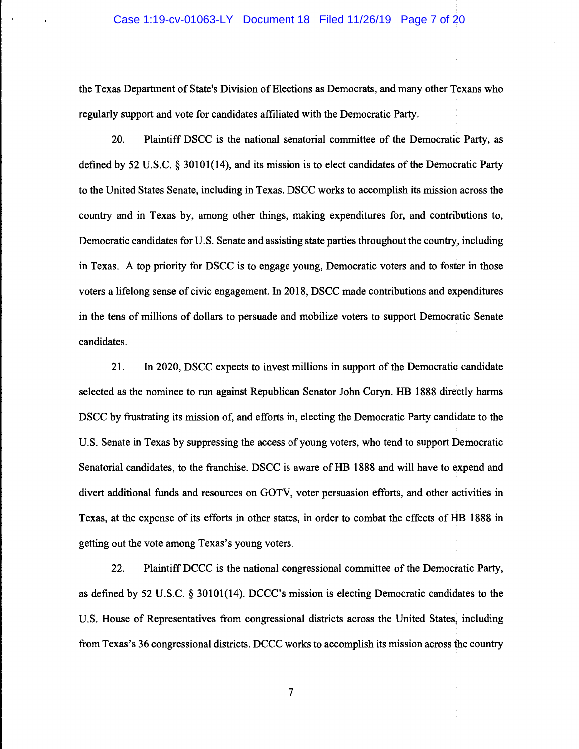the Texas Department of State's Division of Elections as Democrats, and many other Texans who regularly support and vote for candidates affiliated with the Democratic Party.

20. Plaintiff DSCC is the national senatorial committee of the Democratic Party, as defined by 52 U.S.C. § 30101(14), and its mission is to elect candidates of the Democratic Party to the United States Senate, including in Texas. DSCC works to accomplish its mission across the country and in Texas by, among other things, making expenditures for, and contributions to, Democratic candidates for U.S. Senate and assisting state parties throughout the country, including in Texas. A top priority for DSCC is to engage young, Democratic voters and to foster in those voters a lifelong sense of civic engagement. In 2018, DSCC made contributions and expenditures in the tens of millions of dollars to persuade and mobilize voters to support Democratic Senate candidates.

21. In 2020, DSCC expects to invest millions in support of the Democratic candidate selected as the nominee to run against Republican Senator John Coryn. HB 1888 directly harms DSCC by frustrating its mission of, and efforts in, electing the Democratic Party candidate to the U.S. Senate in Texas by suppressing the access of young voters, who tend to support Democratic Senatorial candidates, to the franchise. DSCC is aware of HB 1888 and will have to expend and divert additional funds and resources on GOTV, voter persuasion efforts, and other activities in Texas, at the expense of its efforts in other states, in order to combat the effects of HB 1888 in getting out the vote among Texas's young voters.

22. Plaintiff DCCC is the national congressional committee of the Democratic Party, as defined by 52 U.S.C. § 30101(14). DCCC's mission is electing Democratic candidates to the U.S. House of Representatives from congressional districts across the United States, including from Texas's 36 congressional districts. DCCC works to accomplish its mission across the country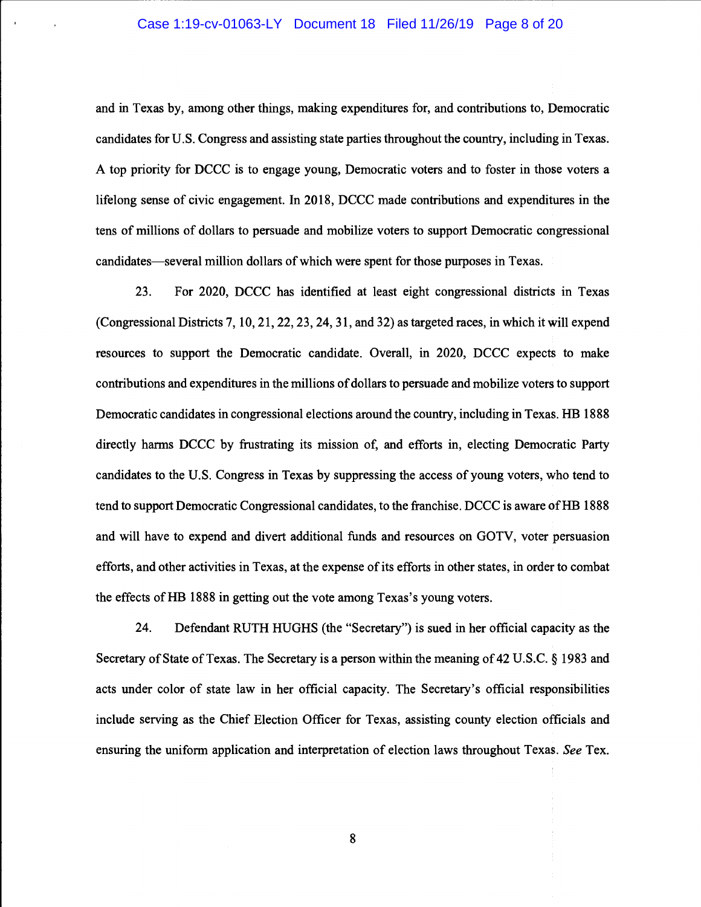and in Texas by, among other things, making expenditures for, and contributions to, Democratic candidates for U.S. Congress and assisting state parties throughout the country, including in Texas. A top priority for DCCC is to engage young, Democratic voters and to foster in those voters a lifelong sense of civic engagement. In 2018, DCCC made contributions and expenditures in the tens of millions of dollars to persuade and mobilize voters to support Democratic congressional candidates—several million dollars of which were spent for those purposes in Texas.

23. For 2020, DCCC has identified at least eight congressional districts in Texas (Congressional Districts 7, 10, 21, 22, 23, 24, 31, and 32) as targeted races, in which it will expend resources to support the Democratic candidate. Overall, in 2020, DCCC expects to make contributions and expenditures in the millions of dollars to persuade and mobilize voters to support Democratic candidates in congressional elections around the country, including in Texas. HB 1888 directly harms DCCC by frustrating its mission of, and efforts in, electing Democratic Party candidates to the U.S. Congress in Texas by suppressing the access of young voters, who tend to tend to support Democratic Congressional candidates, to the franchise. DCCC is aware of HB 1888 and will have to expend and divert additional funds and resources on GOTV, voter persuasion efforts, and other activities in Texas, at the expense of its efforts in other states, in order to combat the effects of HB 1888 in getting out the vote among Texas's young voters.

24. Defendant RUTH HUGHS (the "Secretary") is sued in her official capacity as the Secretary of State of Texas. The Secretary is a person within the meaning of 42 U.S.C. § 1983 and acts under color of state law in her official capacity. The Secretary's official responsibilities include serving as the Chief Election Officer for Texas, assisting county election officials and ensuring the uniform application and interpretation of election laws throughout Texas. *See* Tex.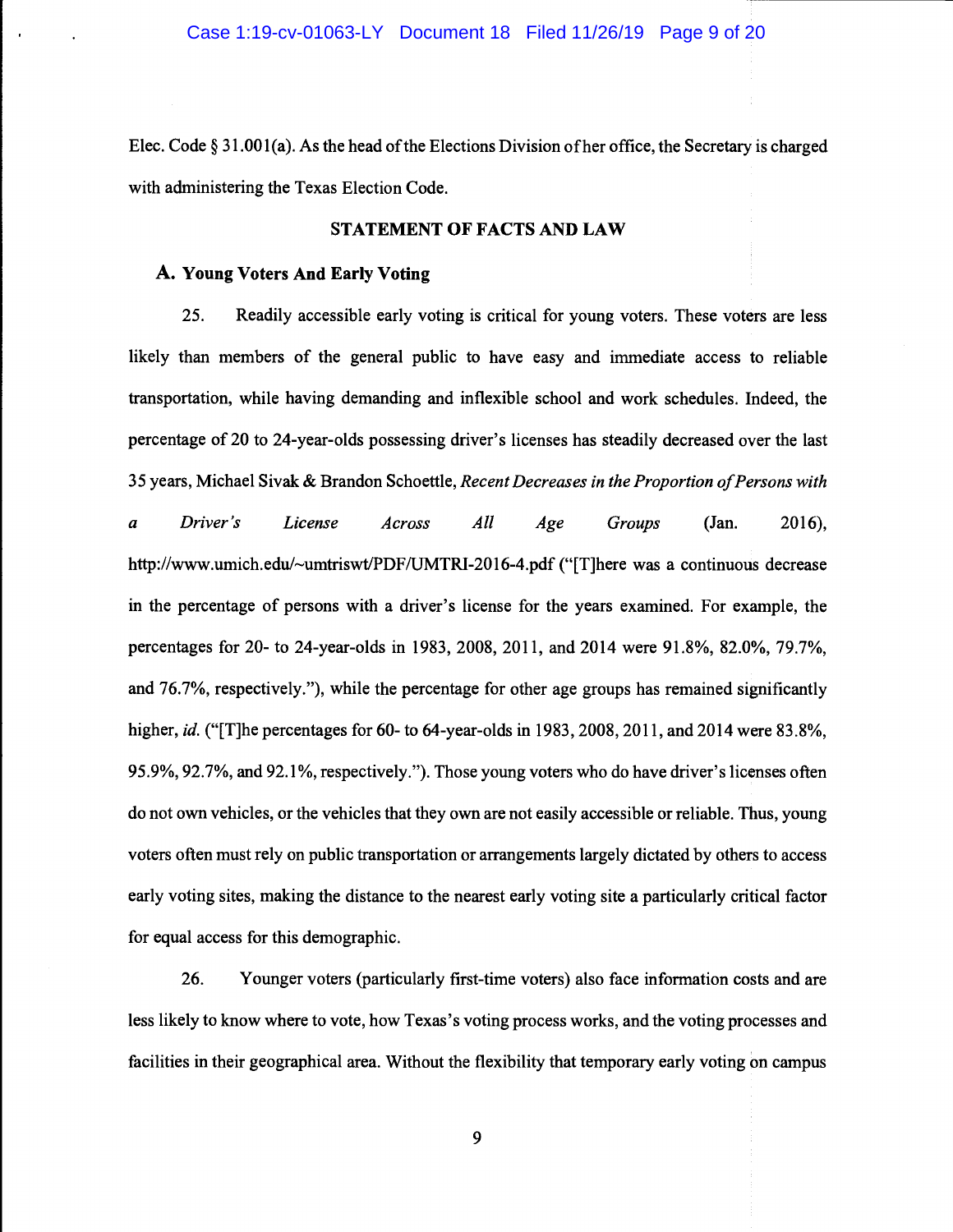Elec. Code § 31.001(a). As the head of the Elections Division of her office, the Secretary is charged with administering the Texas Election Code.

## STATEMENT OF FACTS AND LAW

### A. Young Voters And Early Voting

25. Readily accessible early voting is critical for young voters. These voters are less likely than members of the general public to have easy and immediate access to reliable transportation, while having demanding and inflexible school and work schedules. Indeed, the percentage of 20 to 24-year-olds possessing driver's licenses has steadily decreased over the last 35 years, Michael Sivak & Brandon Schoettle, *Recent Decreases in the Proportion of Persons with a Driver's License Across All Age Groups* (Jan. 2016), http://www.umich.edu/~umtriswt/PDF/UMTRI-2016-4.pdf ("[T]here was a continuous decrease in the percentage of persons with a driver's license for the years examined. For example, the percentages for 20- to 24-year-olds in 1983, 2008, 2011, and 2014 were 91.8%, 82.0%, 79.7%, and 76.7%, respectively."), while the percentage for other age groups has remained significantly higher, *id.* ("[T]he percentages for 60- to 64-year-olds in 1983, 2008, 2011, and 2014 were 83.8%, 95.9%, 92.7%, and 92.1%, respectively."). Those young voters who do have driver's licenses often do not own vehicles, or the vehicles that they own are not easily accessible or reliable. Thus, young voters often must rely on public transportation or arrangements largely dictated by others to access early voting sites, making the distance to the nearest early voting site a particularly critical factor for equal access for this demographic.

26. Younger voters (particularly first-time voters) also face information costs and are less likely to know where to vote, how Texas's voting process works, and the voting processes and facilities in their geographical area. Without the flexibility that temporary early voting on campus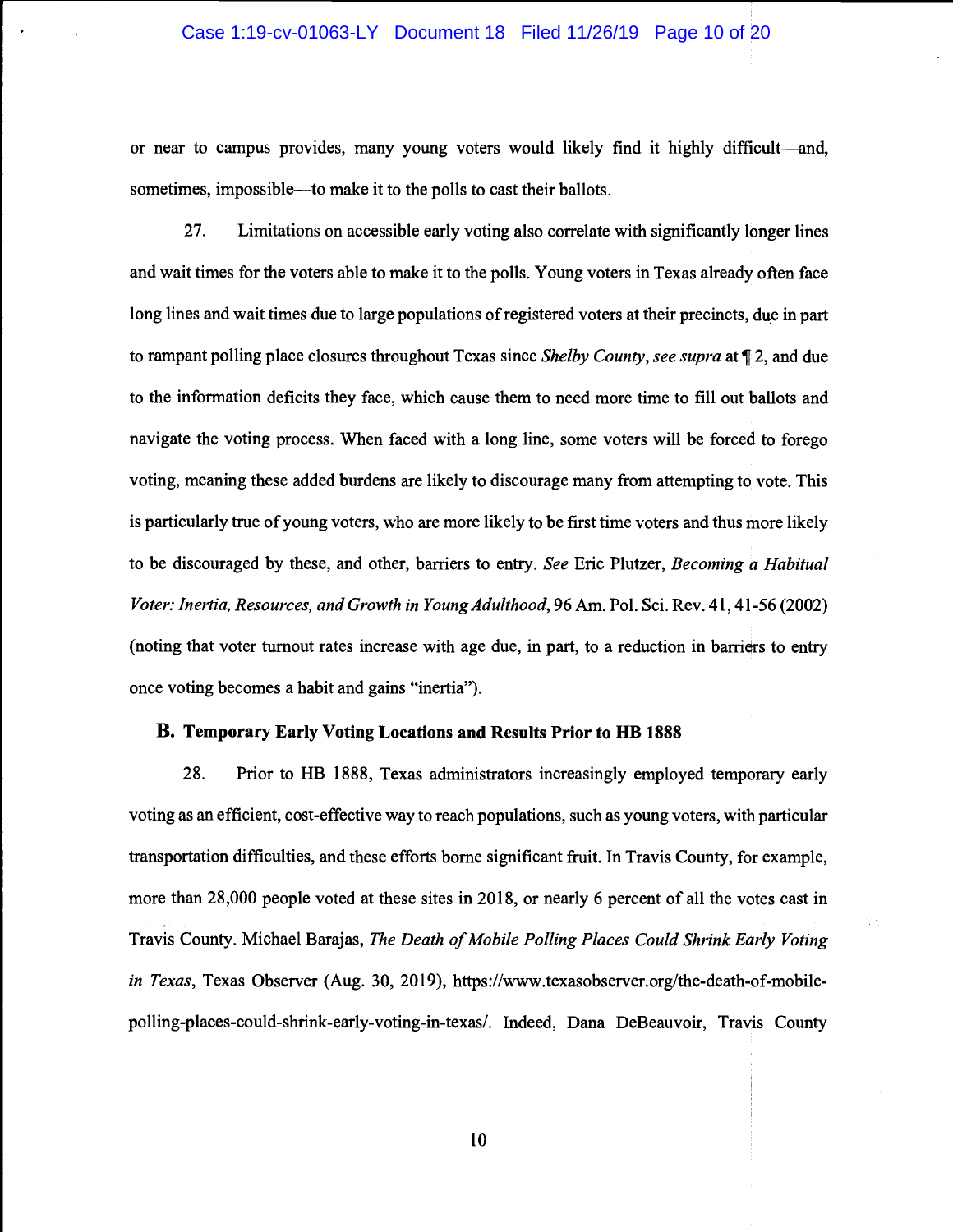or near to campus provides, many young voters would likely find it highly difficult—and, sometimes, impossible—to make it to the polls to cast their ballots.

27. Limitations on accessible early voting also correlate with significantly longer lines and wait times for the voters able to make it to the polls. Young voters in Texas already often face long lines and wait times due to large populations of registered voters at their precincts, due in part to rampant polling place closures throughout Texas since *Shelby County*, *see supra* at ¶ 2, and due to the information deficits they face, which cause them to need more time to fill out ballots and navigate the voting process. When faced with a long line, some voters will be forced to forego voting, meaning these added burdens are likely to discourage many from attempting to vote. This is particularly true of young voters, who are more likely to be first time voters and thus more likely to be discouraged by these, and other, barriers to entry. *See* Eric Plutzer, *Becoming a Habitual Voter: Inertia, Resources, and Growth in Young Adulthood*, 96 Am. Pol. Sci. Rev. 41, 41-56 (2002) (noting that voter turnout rates increase with age due, in part, to a reduction in barriers to entry once voting becomes a habit and gains "inertia").

### B. Temporary Early Voting Locations and Results Prior to HB 1888

28. Prior to HB 1888, Texas administrators increasingly employed temporary early voting as an efficient, cost-effective way to reach populations, such as young voters, with particular transportation difficulties, and these efforts borne significant fruit. In Travis County, for example, more than 28,000 people voted at these sites in 2018, or nearly 6 percent of all the votes cast in Travis County. Michael Barajas, *The Death of Mobile Polling Places Could Shrink Early Voting in Texas*, Texas Observer (Aug. 30, 2019), https://www.texasobserver.org/the-death-of-mobile-polling-places-could-shrink-early-voting-in-texas/. Indeed, Dana DeBeauvoir, Travis County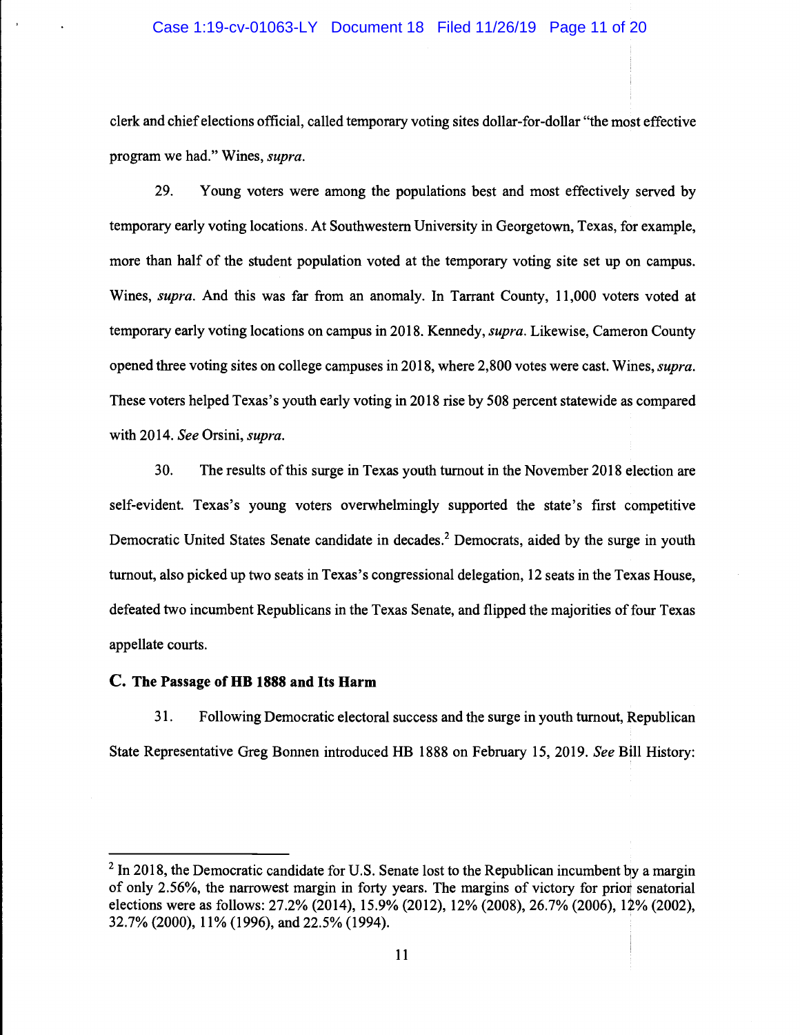clerk and chief elections official, called temporary voting sites dollar-for-dollar "the most effective program we had." Wines, *supra*.

29. Young voters were among the populations best and most effectively served by temporary early voting locations. At Southwestern University in Georgetown, Texas, for example, more than half of the student population voted at the temporary voting site set up on campus. Wines, *supra*. And this was far from an anomaly. In Tarrant County, 11,000 voters voted at temporary early voting locations on campus in 2018. Kennedy, *supra*. Likewise, Cameron County opened three voting sites on college campuses in 2018, where 2,800 votes were cast. Wines, *supra*. These voters helped Texas's youth early voting in 2018 rise by 508 percent statewide as compared with 2014. *See* Orsini, *supra*.

30. The results of this surge in Texas youth turnout in the November 2018 election are self-evident. Texas's young voters overwhelmingly supported the state's first competitive Democratic United States Senate candidate in decades.[2] Democrats, aided by the surge in youth turnout, also picked up two seats in Texas's congressional delegation, 12 seats in the Texas House, defeated two incumbent Republicans in the Texas Senate, and flipped the majorities of four Texas appellate courts.

### C. The Passage of HB 1888 and Its Harm

31. Following Democratic electoral success and the surge in youth turnout, Republican State Representative Greg Bonnen introduced HB 1888 on February 15, 2019. *See* Bill History:

---

[2] In 2018, the Democratic candidate for U.S. Senate lost to the Republican incumbent by a margin of only 2.56%, the narrowest margin in forty years. The margins of victory for prior senatorial elections were as follows: 27.2% (2014), 15.9% (2012), 12% (2008), 26.7% (2006), 12% (2002), 32.7% (2000), 11% (1996), and 22.5% (1994).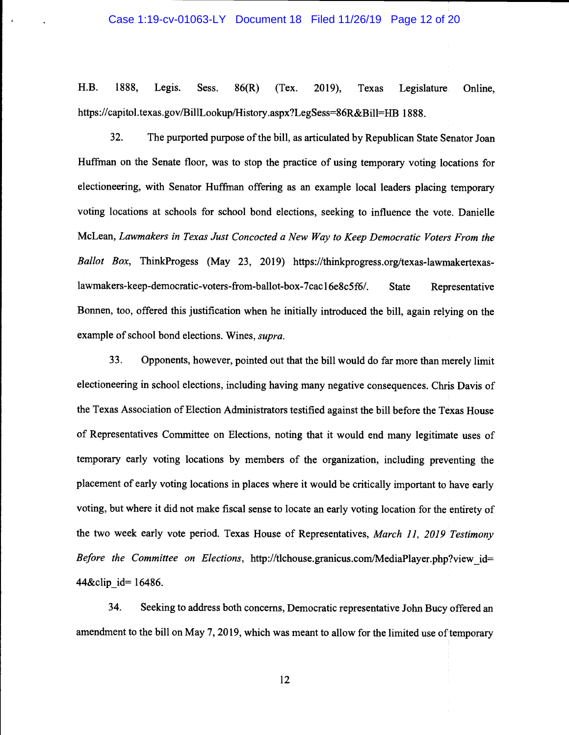H.B. 1888, Legis. Sess. 86(R) (Tex. 2019), Texas Legislature Online, https://capitol.texas.gov/BillLookup/History.aspx?LegSess=86R&Bill=HB 1888.

32. The purported purpose of the bill, as articulated by Republican State Senator Joan Huffman on the Senate floor, was to stop the practice of using temporary voting locations for electioneering, with Senator Huffman offering as an example local leaders placing temporary voting locations at schools for school bond elections, seeking to influence the vote. Danielle McLean, *Lawmakers in Texas Just Concocted a New Way to Keep Democratic Voters From the Ballot Box*, ThinkPogess (May 23, 2019) https://thinkprogress.org/texas-lawmakertexas-lawmakers-keep-democratic-voters-from-ballot-box-7cac16e8c5f6/. State Representative Bonnen, too, offered this justification when he initially introduced the bill, again relying on the example of school bond elections. Wines, *supra*.

33. Opponents, however, pointed out that the bill would do far more than merely limit electioneering in school elections, including having many negative consequences. Chris Davis of the Texas Association of Election Administrators testified against the bill before the Texas House of Representatives Committee on Elections, noting that it would end many legitimate uses of temporary early voting locations by members of the organization, including preventing the placement of early voting locations in places where it would be critically important to have early voting, but where it did not make fiscal sense to locate an early voting location for the entirety of the two week early vote period. Texas House of Representatives, *March 11, 2019 Testimony Before the Committee on Elections*, http://tlchouse.granicus.com/MediaPlayer.php?view_id=44&clip_id= 16486.

34. Seeking to address both concerns, Democratic representative John Bucy offered an amendment to the bill on May 7, 2019, which was meant to allow for the limited use of temporary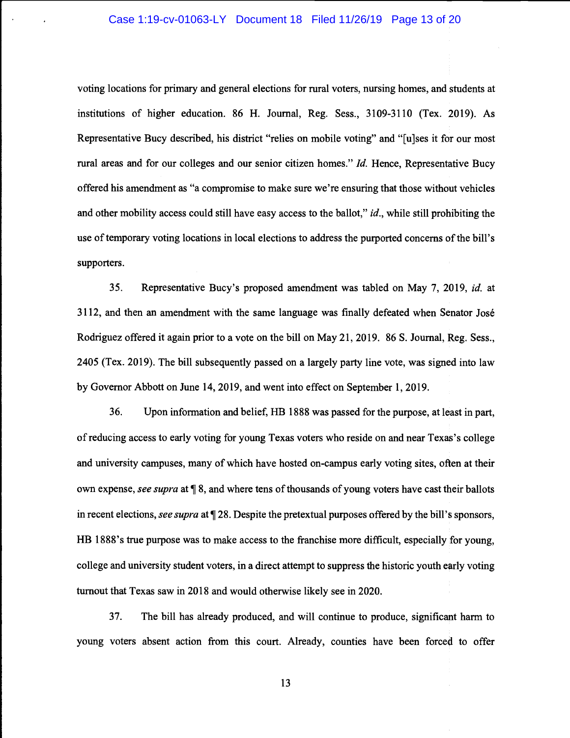voting locations for primary and general elections for rural voters, nursing homes, and students at institutions of higher education. 86 H. Journal, Reg. Sess., 3109-3110 (Tex. 2019). As Representative Bucy described, his district "relies on mobile voting" and "[u]ses it for our most rural areas and for our colleges and our senior citizen homes." *Id.* Hence, Representative Bucy offered his amendment as "a compromise to make sure we're ensuring that those without vehicles and other mobility access could still have easy access to the ballot," *id.*, while still prohibiting the use of temporary voting locations in local elections to address the purported concerns of the bill's supporters.

35. Representative Bucy's proposed amendment was tabled on May 7, 2019, *id.* at 3112, and then an amendment with the same language was finally defeated when Senator José Rodriguez offered it again prior to a vote on the bill on May 21, 2019. 86 S. Journal, Reg. Sess., 2405 (Tex. 2019). The bill subsequently passed on a largely party line vote, was signed into law by Governor Abbott on June 14, 2019, and went into effect on September 1, 2019.

36. Upon information and belief, HB 1888 was passed for the purpose, at least in part, of reducing access to early voting for young Texas voters who reside on and near Texas's college and university campuses, many of which have hosted on-campus early voting sites, often at their own expense, *see supra* at ¶ 8, and where tens of thousands of young voters have cast their ballots in recent elections, *see supra* at ¶ 28. Despite the pretextual purposes offered by the bill's sponsors, HB 1888's true purpose was to make access to the franchise more difficult, especially for young, college and university student voters, in a direct attempt to suppress the historic youth early voting turnout that Texas saw in 2018 and would otherwise likely see in 2020.

37. The bill has already produced, and will continue to produce, significant harm to young voters absent action from this court. Already, counties have been forced to offer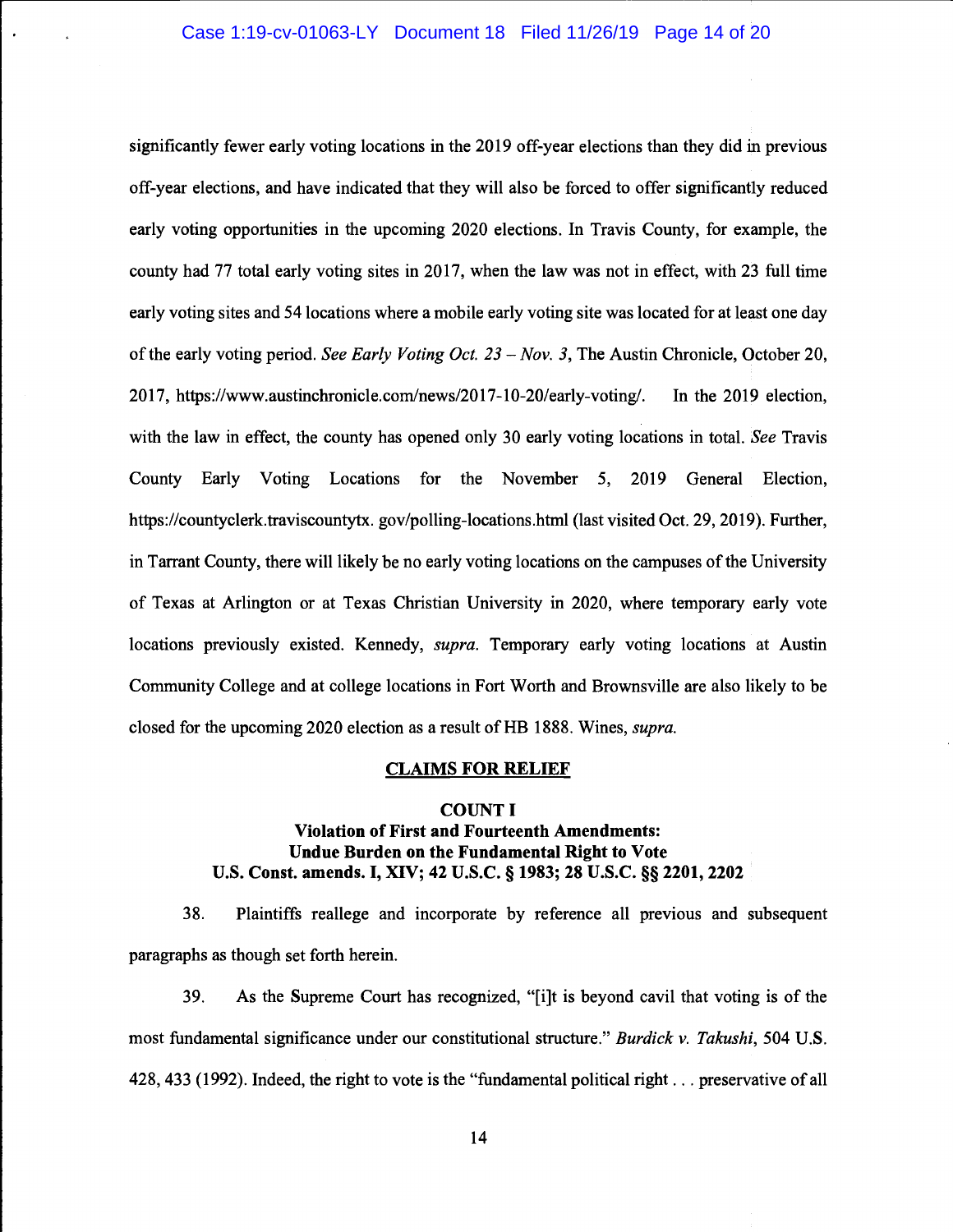significantly fewer early voting locations in the 2019 off-year elections than they did in previous off-year elections, and have indicated that they will also be forced to offer significantly reduced early voting opportunities in the upcoming 2020 elections. In Travis County, for example, the county had 77 total early voting sites in 2017, when the law was not in effect, with 23 full time early voting sites and 54 locations where a mobile early voting site was located for at least one day of the early voting period. *See Early Voting Oct. 23 – Nov. 3*, The Austin Chronicle, October 20, 2017, https://www.austinchronicle.com/news/2017-10-20/early-voting/. In the 2019 election, with the law in effect, the county has opened only 30 early voting locations in total. *See* Travis County Early Voting Locations for the November 5, 2019 General Election, https://countyclerk.traviscountytx. gov/polling-locations.html (last visited Oct. 29, 2019). Further, in Tarrant County, there will likely be no early voting locations on the campuses of the University of Texas at Arlington or at Texas Christian University in 2020, where temporary early vote locations previously existed. Kennedy, *supra.* Temporary early voting locations at Austin Community College and at college locations in Fort Worth and Brownsville are also likely to be closed for the upcoming 2020 election as a result of HB 1888. Wines, *supra.*

## CLAIMS FOR RELIEF

### COUNT I
### Violation of First and Fourteenth Amendments: Undue Burden on the Fundamental Right to Vote
### U.S. Const. amends. I, XIV; 42 U.S.C. § 1983; 28 U.S.C. §§ 2201, 2202

38. Plaintiffs reallege and incorporate by reference all previous and subsequent paragraphs as though set forth herein.

39. As the Supreme Court has recognized, "[i]t is beyond cavil that voting is of the most fundamental significance under our constitutional structure." *Burdick v. Takushi*, 504 U.S. 428, 433 (1992). Indeed, the right to vote is the "fundamental political right . . . preservative of all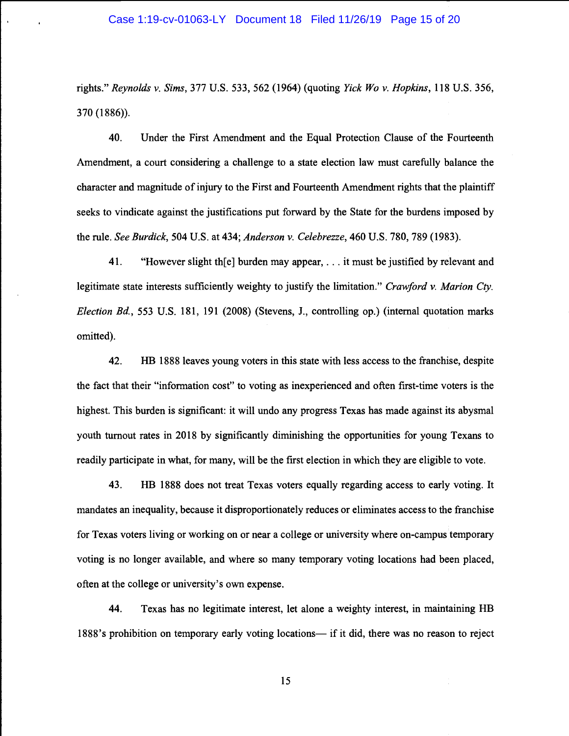rights." *Reynolds v. Sims*, 377 U.S. 533, 562 (1964) (quoting *Yick Wo v. Hopkins*, 118 U.S. 356, 370 (1886)).

40. Under the First Amendment and the Equal Protection Clause of the Fourteenth Amendment, a court considering a challenge to a state election law must carefully balance the character and magnitude of injury to the First and Fourteenth Amendment rights that the plaintiff seeks to vindicate against the justifications put forward by the State for the burdens imposed by the rule. *See Burdick*, 504 U.S. at 434; *Anderson v. Celebrezze*, 460 U.S. 780, 789 (1983).

41. "However slight th[e] burden may appear, . . . it must be justified by relevant and legitimate state interests sufficiently weighty to justify the limitation." *Crawford v. Marion Cty. Election Bd.*, 553 U.S. 181, 191 (2008) (Stevens, J., controlling op.) (internal quotation marks omitted).

42. HB 1888 leaves young voters in this state with less access to the franchise, despite the fact that their "information cost" to voting as inexperienced and often first-time voters is the highest. This burden is significant: it will undo any progress Texas has made against its abysmal youth turnout rates in 2018 by significantly diminishing the opportunities for young Texans to readily participate in what, for many, will be the first election in which they are eligible to vote.

43. HB 1888 does not treat Texas voters equally regarding access to early voting. It mandates an inequality, because it disproportionately reduces or eliminates access to the franchise for Texas voters living or working on or near a college or university where on-campus temporary voting is no longer available, and where so many temporary voting locations had been placed, often at the college or university's own expense.

44. Texas has no legitimate interest, let alone a weighty interest, in maintaining HB 1888's prohibition on temporary early voting locations— if it did, there was no reason to reject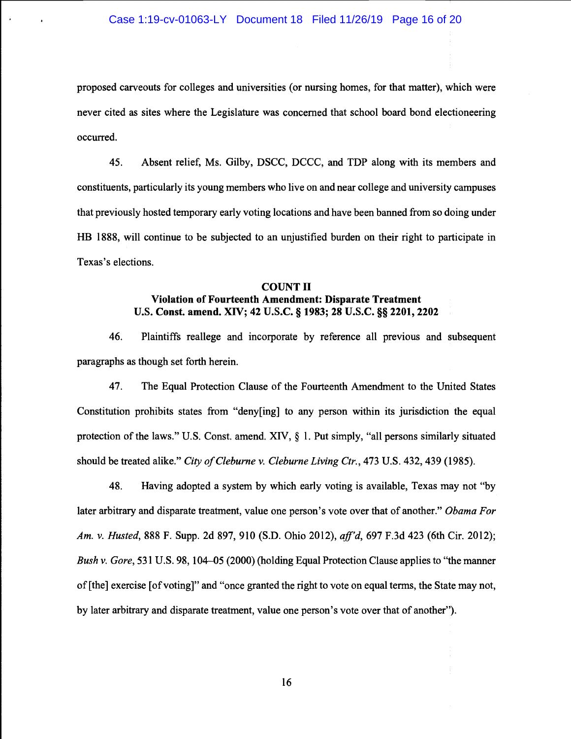proposed carveouts for colleges and universities (or nursing homes, for that matter), which were never cited as sites where the Legislature was concerned that school board bond electioneering occurred.

45. Absent relief, Ms. Gilby, DSCC, DCCC, and TDP along with its members and constituents, particularly its young members who live on and near college and university campuses that previously hosted temporary early voting locations and have been banned from so doing under HB 1888, will continue to be subjected to an unjustified burden on their right to participate in Texas's elections.

**COUNT II**
**Violation of Fourteenth Amendment: Disparate Treatment**
**U.S. Const. amend. XIV; 42 U.S.C. § 1983; 28 U.S.C. §§ 2201, 2202**

46. Plaintiffs reallege and incorporate by reference all previous and subsequent paragraphs as though set forth herein.

47. The Equal Protection Clause of the Fourteenth Amendment to the United States Constitution prohibits states from "deny[ing] to any person within its jurisdiction the equal protection of the laws." U.S. Const. amend. XIV, § 1. Put simply, "all persons similarly situated should be treated alike." *City of Cleburne v. Cleburne Living Ctr.*, 473 U.S. 432, 439 (1985).

48. Having adopted a system by which early voting is available, Texas may not "by later arbitrary and disparate treatment, value one person's vote over that of another." *Obama For Am. v. Husted*, 888 F. Supp. 2d 897, 910 (S.D. Ohio 2012), *aff'd*, 697 F.3d 423 (6th Cir. 2012); *Bush v. Gore*, 531 U.S. 98, 104–05 (2000) (holding Equal Protection Clause applies to "the manner of [the] exercise [of voting]" and "once granted the right to vote on equal terms, the State may not, by later arbitrary and disparate treatment, value one person's vote over that of another").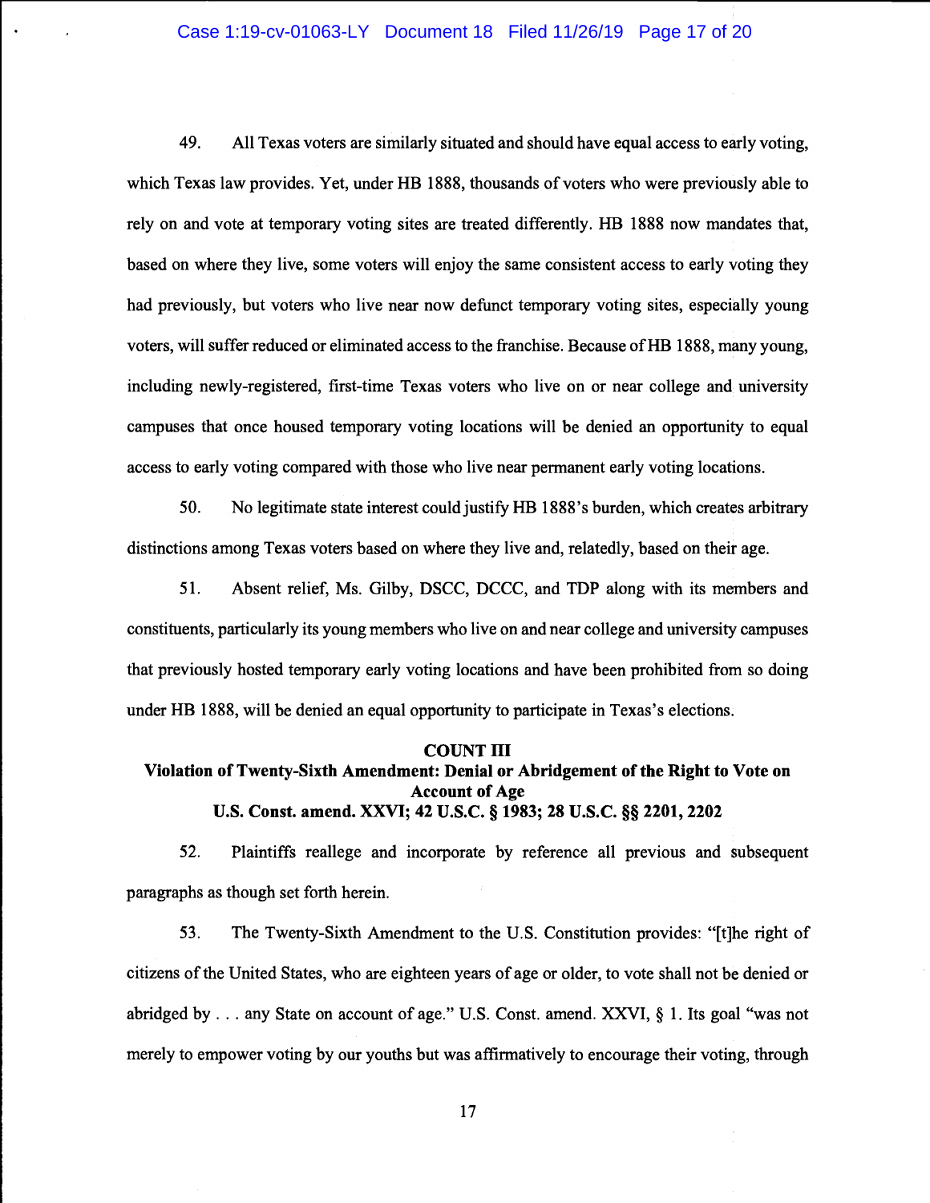49. All Texas voters are similarly situated and should have equal access to early voting, which Texas law provides. Yet, under HB 1888, thousands of voters who were previously able to rely on and vote at temporary voting sites are treated differently. HB 1888 now mandates that, based on where they live, some voters will enjoy the same consistent access to early voting they had previously, but voters who live near now defunct temporary voting sites, especially young voters, will suffer reduced or eliminated access to the franchise. Because of HB 1888, many young, including newly-registered, first-time Texas voters who live on or near college and university campuses that once housed temporary voting locations will be denied an opportunity to equal access to early voting compared with those who live near permanent early voting locations.

50. No legitimate state interest could justify HB 1888's burden, which creates arbitrary distinctions among Texas voters based on where they live and, relatedly, based on their age.

51. Absent relief, Ms. Gilby, DSCC, DCCC, and TDP along with its members and constituents, particularly its young members who live on and near college and university campuses that previously hosted temporary early voting locations and have been prohibited from so doing under HB 1888, will be denied an equal opportunity to participate in Texas's elections.

**COUNT III**
**Violation of Twenty-Sixth Amendment: Denial or Abridgement of the Right to Vote on Account of Age**
**U.S. Const. amend. XXVI; 42 U.S.C. § 1983; 28 U.S.C. §§ 2201, 2202**

52. Plaintiffs reallege and incorporate by reference all previous and subsequent paragraphs as though set forth herein.

53. The Twenty-Sixth Amendment to the U.S. Constitution provides: "[t]he right of citizens of the United States, who are eighteen years of age or older, to vote shall not be denied or abridged by . . . any State on account of age." U.S. Const. amend. XXVI, § 1. Its goal "was not merely to empower voting by our youths but was affirmatively to encourage their voting, through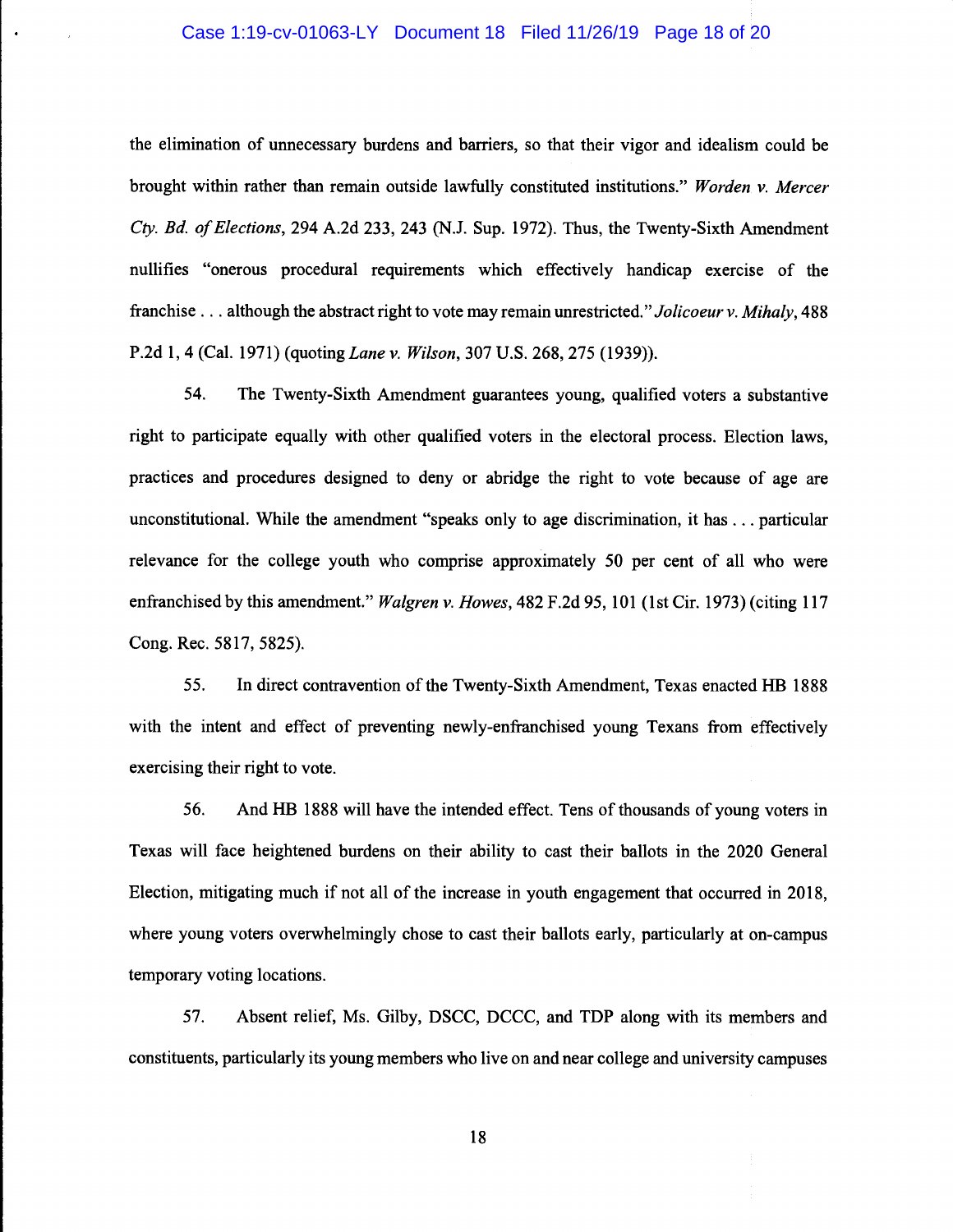the elimination of unnecessary burdens and barriers, so that their vigor and idealism could be brought within rather than remain outside lawfully constituted institutions." *Worden v. Mercer Cty. Bd. of Elections*, 294 A.2d 233, 243 (N.J. Sup. 1972). Thus, the Twenty-Sixth Amendment nullifies "onerous procedural requirements which effectively handicap exercise of the franchise . . . although the abstract right to vote may remain unrestricted." *Jolicoeur v. Mihaly*, 488 P.2d 1, 4 (Cal. 1971) (quoting *Lane v. Wilson*, 307 U.S. 268, 275 (1939)).

54. The Twenty-Sixth Amendment guarantees young, qualified voters a substantive right to participate equally with other qualified voters in the electoral process. Election laws, practices and procedures designed to deny or abridge the right to vote because of age are unconstitutional. While the amendment "speaks only to age discrimination, it has . . . particular relevance for the college youth who comprise approximately 50 per cent of all who were enfranchised by this amendment." *Walgren v. Howes*, 482 F.2d 95, 101 (1st Cir. 1973) (citing 117 Cong. Rec. 5817, 5825).

55. In direct contravention of the Twenty-Sixth Amendment, Texas enacted HB 1888 with the intent and effect of preventing newly-enfranchised young Texans from effectively exercising their right to vote.

56. And HB 1888 will have the intended effect. Tens of thousands of young voters in Texas will face heightened burdens on their ability to cast their ballots in the 2020 General Election, mitigating much if not all of the increase in youth engagement that occurred in 2018, where young voters overwhelmingly chose to cast their ballots early, particularly at on-campus temporary voting locations.

57. Absent relief, Ms. Gilby, DSCC, DCCC, and TDP along with its members and constituents, particularly its young members who live on and near college and university campuses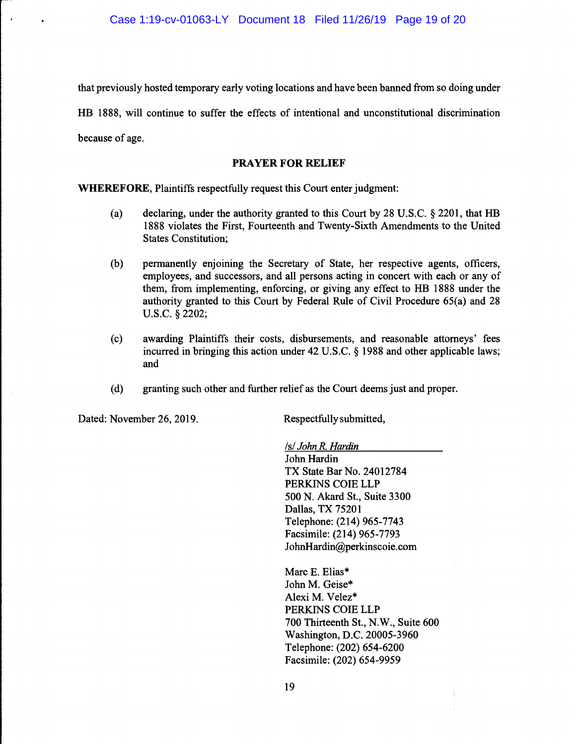that previously hosted temporary early voting locations and have been banned from so doing under HB 1888, will continue to suffer the effects of intentional and unconstitutional discrimination because of age.

## PRAYER FOR RELIEF

**WHEREFORE,** Plaintiffs respectfully request this Court enter judgment:

(a) declaring, under the authority granted to this Court by 28 U.S.C. § 2201, that HB 1888 violates the First, Fourteenth and Twenty-Sixth Amendments to the United States Constitution;

(b) permanently enjoining the Secretary of State, her respective agents, officers, employees, and successors, and all persons acting in concert with each or any of them, from implementing, enforcing, or giving any effect to HB 1888 under the authority granted to this Court by Federal Rule of Civil Procedure 65(a) and 28 U.S.C. § 2202;

(c) awarding Plaintiffs their costs, disbursements, and reasonable attorneys' fees incurred in bringing this action under 42 U.S.C. § 1988 and other applicable laws; and

(d) granting such other and further relief as the Court deems just and proper.

Dated: November 26, 2019.

Respectfully submitted,

*/s/ John R. Hardin*
John Hardin
TX State Bar No. 24012784
PERKINS COIE LLP
500 N. Akard St., Suite 3300
Dallas, TX 75201
Telephone: (214) 965-7743
Facsimile: (214) 965-7793
JohnHardin@perkinscoie.com

Marc E. Elias*
John M. Geise*
Alexi M. Velez*
PERKINS COIE LLP
700 Thirteenth St., N.W., Suite 600
Washington, D.C. 20005-3960
Telephone: (202) 654-6200
Facsimile: (202) 654-9959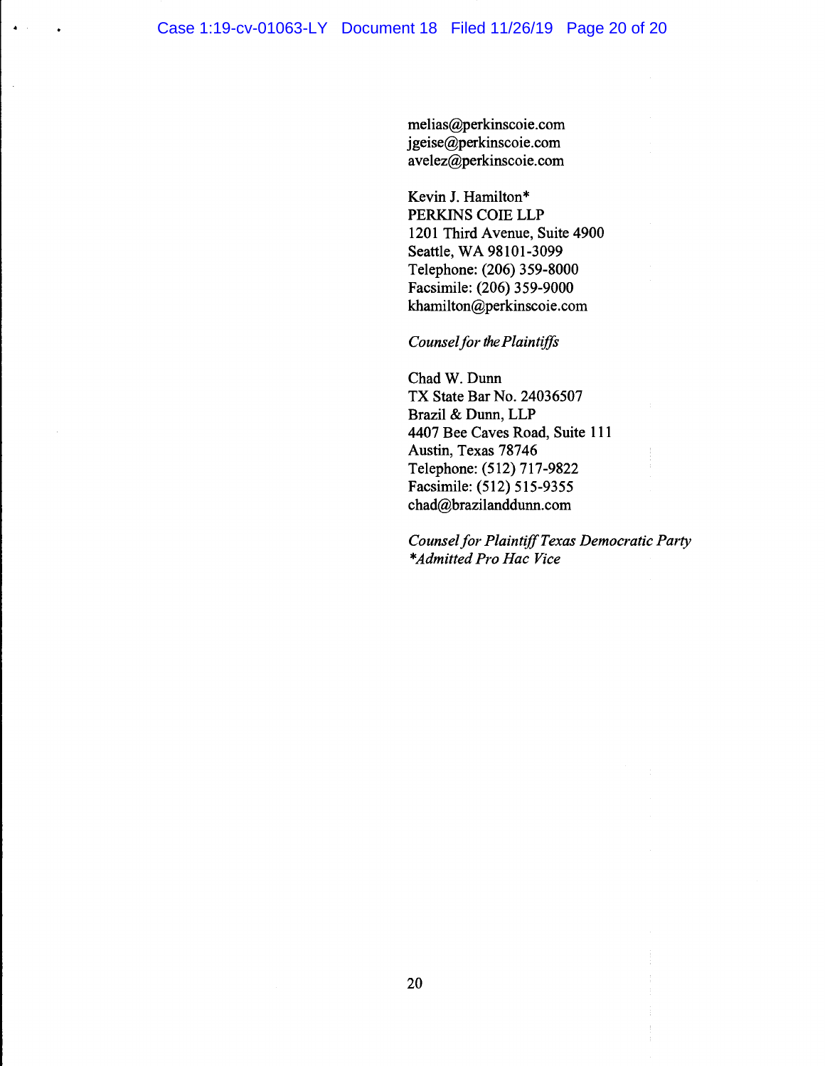melias@perkinscoie.com
jgeise@perkinscoie.com
avelez@perkinscoie.com

Kevin J. Hamilton*
PERKINS COIE LLP
1201 Third Avenue, Suite 4900
Seattle, WA 98101-3099
Telephone: (206) 359-8000
Facsimile: (206) 359-9000
khamilton@perkinscoie.com

*Counsel for the Plaintiffs*

Chad W. Dunn
TX State Bar No. 24036507
Brazil & Dunn, LLP
4407 Bee Caves Road, Suite 111
Austin, Texas 78746
Telephone: (512) 717-9822
Facsimile: (512) 515-9355
chad@brazilanddunn.com

*Counsel for Plaintiff Texas Democratic Party*
*\*Admitted Pro Hac Vice*